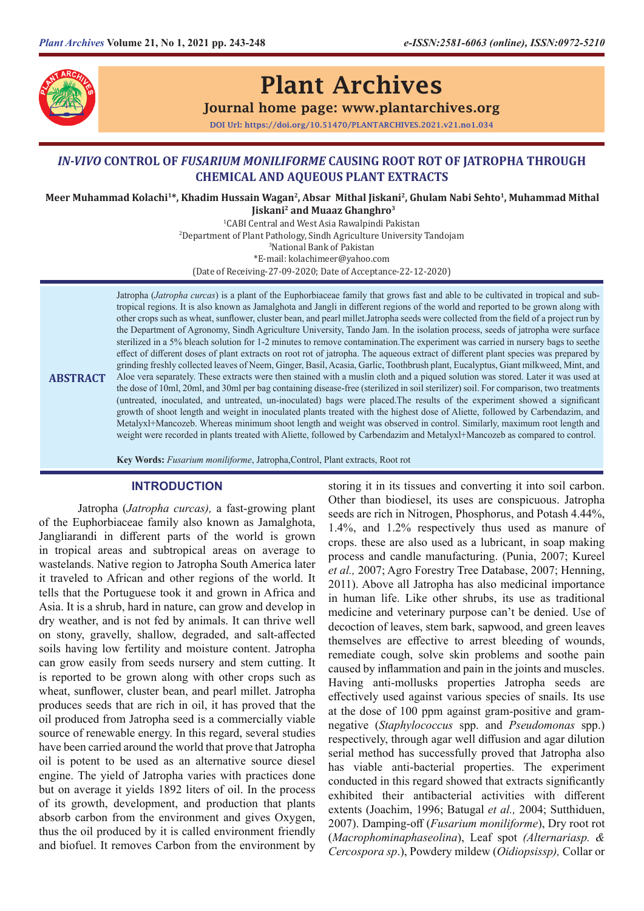# IN-VIVO CONTROL OF FUSARIUM MONILIFORME CAUSING ROOT ROT OF JATROPHA THROUGH CHEMICAL AND AQUEOUS PLANT EXTRACTS

**Meer Muhammad Kolachi[1]\*, Khadim Hussain Wagan[2], Absar Mithal Jiskani[2], Ghulam Nabi Sehto[1], Muhammad Mithal Jiskani[2] and Muaaz Ghanghro[3]**

[1]CABI Central and West Asia Rawalpindi Pakistan
[2]Department of Plant Pathology, Sindh Agriculture University Tandojam
[3]National Bank of Pakistan
\*E-mail: kolachimeer@yahoo.com
(Date of Receiving-27-09-2020; Date of Acceptance-22-12-2020)

## ABSTRACT

Jatropha (*Jatropha curcas*) is a plant of the Euphorbiaceae family that grows fast and able to be cultivated in tropical and sub-tropical regions. It is also known as Jamalghota and Jangli in different regions of the world and reported to be grown along with other crops such as wheat, sunflower, cluster bean, and pearl millet.Jatropha seeds were collected from the field of a project run by the Department of Agronomy, Sindh Agriculture University, Tando Jam. In the isolation process, seeds of jatropha were surface sterilized in a 5% bleach solution for 1-2 minutes to remove contamination.The experiment was carried in nursery bags to seethe effect of different doses of plant extracts on root rot of jatropha. The aqueous extract of different plant species was prepared by grinding freshly collected leaves of Neem, Ginger, Basil, Acasia, Garlic, Toothbrush plant, Eucalyptus, Giant milkweed, Mint, and Aloe vera separately. These extracts were then stained with a muslin cloth and a piqued solution was stored. Later it was used at the dose of 10ml, 20ml, and 30ml per bag containing disease-free (sterilized in soil sterilizer) soil. For comparison, two treatments (untreated, inoculated, and untreated, un-inoculated) bags were placed.The results of the experiment showed a significant growth of shoot length and weight in inoculated plants treated with the highest dose of Aliette, followed by Carbendazim, and Metalyxl+Mancozeb. Whereas minimum shoot length and weight was observed in control. Similarly, maximum root length and weight were recorded in plants treated with Aliette, followed by Carbendazim and Metalyxl+Mancozeb as compared to control.

**Key Words:** *Fusarium moniliforme*, Jatropha,Control, Plant extracts, Root rot

## INTRODUCTION

Jatropha (*Jatropha curcas*), a fast-growing plant of the Euphorbiaceae family also known as Jamalghota, Jangliarandi in different parts of the world is grown in tropical areas and subtropical areas on average to wastelands. Native region to Jatropha South America later it traveled to African and other regions of the world. It tells that the Portuguese took it and grown in Africa and Asia. It is a shrub, hard in nature, can grow and develop in dry weather, and is not fed by animals. It can thrive well on stony, gravelly, shallow, degraded, and salt-affected soils having low fertility and moisture content. Jatropha can grow easily from seeds nursery and stem cutting. It is reported to be grown along with other crops such as wheat, sunflower, cluster bean, and pearl millet. Jatropha produces seeds that are rich in oil, it has proved that the oil produced from Jatropha seed is a commercially viable source of renewable energy. In this regard, several studies have been carried around the world that prove that Jatropha oil is potent to be used as an alternative source diesel engine. The yield of Jatropha varies with practices done but on average it yields 1892 liters of oil. In the process of its growth, development, and production that plants absorb carbon from the environment and gives Oxygen, thus the oil produced by it is called environment friendly and biofuel. It removes Carbon from the environment by storing it in its tissues and converting it into soil carbon. Other than biodiesel, its uses are conspicuous. Jatropha seeds are rich in Nitrogen, Phosphorus, and Potash 4.44%, 1.4%, and 1.2% respectively thus used as manure of crops. these are also used as a lubricant, in soap making process and candle manufacturing. (Punia, 2007; Kureel *et al.,* 2007; Agro Forestry Tree Database, 2007; Henning, 2011). Above all Jatropha has also medicinal importance in human life. Like other shrubs, its use as traditional medicine and veterinary purpose can't be denied. Use of decoction of leaves, stem bark, sapwood, and green leaves themselves are effective to arrest bleeding of wounds, remediate cough, solve skin problems and soothe pain caused by inflammation and pain in the joints and muscles. Having anti-mollusks properties Jatropha seeds are effectively used against various species of snails. Its use at the dose of 100 ppm against gram-positive and gram-negative (*Staphylococcus* spp. and *Pseudomonas* spp.) respectively, through agar well diffusion and agar dilution serial method has successfully proved that Jatropha also has viable anti-bacterial properties. The experiment conducted in this regard showed that extracts significantly exhibited their antibacterial activities with different extents (Joachim, 1996; Batugal *et al.,* 2004; Sutthiduen, 2007). Damping-off (*Fusarium moniliforme*), Dry root rot (*Macrophominaphaseolina*), Leaf spot *(Alternariasp. & Cercospora sp*.), Powdery mildew (*Oidiopsissp),* Collar or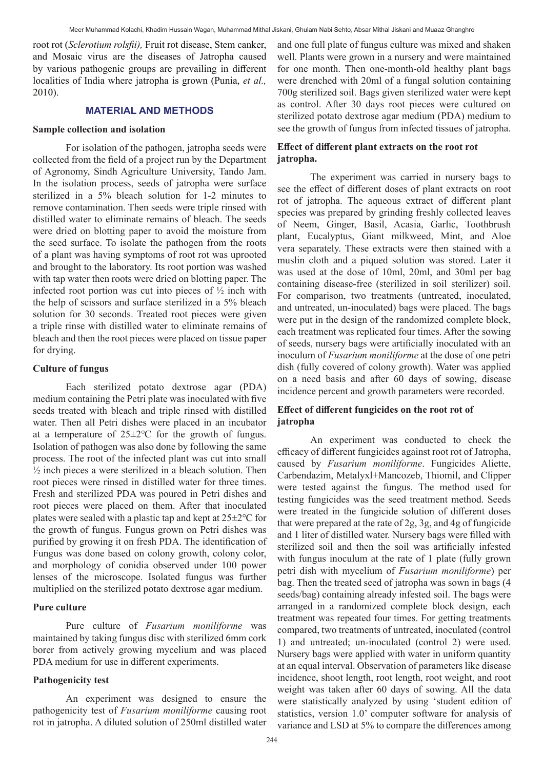root rot (*Sclerotium rolsfii),* Fruit rot disease, Stem canker, and Mosaic virus are the diseases of Jatropha caused by various pathogenic groups are prevailing in different localities of India where jatropha is grown (Punia, *et al.,* 2010).

## MATERIAL AND METHODS

### Sample collection and isolation

For isolation of the pathogen, jatropha seeds were collected from the field of a project run by the Department of Agronomy, Sindh Agriculture University, Tando Jam. In the isolation process, seeds of jatropha were surface sterilized in a 5% bleach solution for 1-2 minutes to remove contamination. Then seeds were triple rinsed with distilled water to eliminate remains of bleach. The seeds were dried on blotting paper to avoid the moisture from the seed surface. To isolate the pathogen from the roots of a plant was having symptoms of root rot was uprooted and brought to the laboratory. Its root portion was washed with tap water then roots were dried on blotting paper. The infected root portion was cut into pieces of ½ inch with the help of scissors and surface sterilized in a 5% bleach solution for 30 seconds. Treated root pieces were given a triple rinse with distilled water to eliminate remains of bleach and then the root pieces were placed on tissue paper for drying.

### Culture of fungus

Each sterilized potato dextrose agar (PDA) medium containing the Petri plate was inoculated with five seeds treated with bleach and triple rinsed with distilled water. Then all Petri dishes were placed in an incubator at a temperature of 25±2°C for the growth of fungus. Isolation of pathogen was also done by following the same process. The root of the infected plant was cut into small ½ inch pieces a were sterilized in a bleach solution. Then root pieces were rinsed in distilled water for three times. Fresh and sterilized PDA was poured in Petri dishes and root pieces were placed on them. After that inoculated plates were sealed with a plastic tap and kept at 25±2°C for the growth of fungus. Fungus grown on Petri dishes was purified by growing it on fresh PDA. The identification of Fungus was done based on colony growth, colony color, and morphology of conidia observed under 100 power lenses of the microscope. Isolated fungus was further multiplied on the sterilized potato dextrose agar medium.

### Pure culture

Pure culture of *Fusarium moniliforme* was maintained by taking fungus disc with sterilized 6mm cork borer from actively growing mycelium and was placed PDA medium for use in different experiments.

### Pathogenicity test

An experiment was designed to ensure the pathogenicity test of *Fusarium moniliforme* causing root rot in jatropha. A diluted solution of 250ml distilled water and one full plate of fungus culture was mixed and shaken well. Plants were grown in a nursery and were maintained for one month. Then one-month-old healthy plant bags were drenched with 20ml of a fungal solution containing 700g sterilized soil. Bags given sterilized water were kept as control. After 30 days root pieces were cultured on sterilized potato dextrose agar medium (PDA) medium to see the growth of fungus from infected tissues of jatropha.

### Effect of different plant extracts on the root rot jatropha.

The experiment was carried in nursery bags to see the effect of different doses of plant extracts on root rot of jatropha. The aqueous extract of different plant species was prepared by grinding freshly collected leaves of Neem, Ginger, Basil, Acasia, Garlic, Toothbrush plant, Eucalyptus, Giant milkweed, Mint, and Aloe vera separately. These extracts were then stained with a muslin cloth and a piqued solution was stored. Later it was used at the dose of 10ml, 20ml, and 30ml per bag containing disease-free (sterilized in soil sterilizer) soil. For comparison, two treatments (untreated, inoculated, and untreated, un-inoculated) bags were placed. The bags were put in the design of the randomized complete block, each treatment was replicated four times. After the sowing of seeds, nursery bags were artificially inoculated with an inoculum of *Fusarium moniliforme* at the dose of one petri dish (fully covered of colony growth). Water was applied on a need basis and after 60 days of sowing, disease incidence percent and growth parameters were recorded.

### Effect of different fungicides on the root rot of jatropha

An experiment was conducted to check the efficacy of different fungicides against root rot of Jatropha, caused by *Fusarium moniliforme*. Fungicides Aliette, Carbendazim, Metalyxl+Mancozeb, Thiomil, and Clipper were tested against the fungus. The method used for testing fungicides was the seed treatment method. Seeds were treated in the fungicide solution of different doses that were prepared at the rate of 2g, 3g, and 4g of fungicide and 1 liter of distilled water. Nursery bags were filled with sterilized soil and then the soil was artificially infested with fungus inoculum at the rate of 1 plate (fully grown petri dish with mycelium of *Fusarium moniliforme*) per bag. Then the treated seed of jatropha was sown in bags (4 seeds/bag) containing already infested soil. The bags were arranged in a randomized complete block design, each treatment was repeated four times. For getting treatments compared, two treatments of untreated, inoculated (control 1) and untreated; un-inoculated (control 2) were used. Nursery bags were applied with water in uniform quantity at an equal interval. Observation of parameters like disease incidence, shoot length, root length, root weight, and root weight was taken after 60 days of sowing. All the data were statistically analyzed by using 'student edition of statistics, version 1.0' computer software for analysis of variance and LSD at 5% to compare the differences among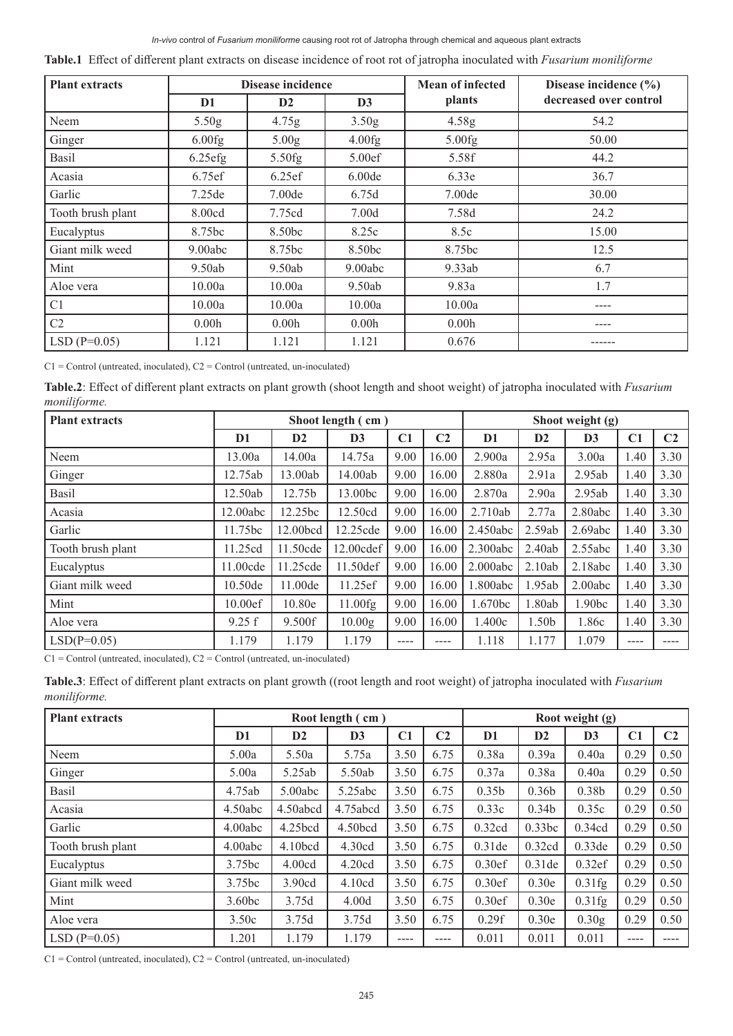**Table.1** Effect of different plant extracts on disease incidence of root rot of jatropha inoculated with *Fusarium moniliforme*

| Plant extracts | Disease incidence | | | Mean of infected plants | Disease incidence (%) decreased over control |
|---|---|---|---|---|---|
| | D1 | D2 | D3 | | |
| Neem | 5.50g | 4.75g | 3.50g | 4.58g | 54.2 |
| Ginger | 6.00fg | 5.00g | 4.00fg | 5.00fg | 50.00 |
| Basil | 6.25efg | 5.50fg | 5.00ef | 5.58f | 44.2 |
| Acasia | 6.75ef | 6.25ef | 6.00de | 6.33e | 36.7 |
| Garlic | 7.25de | 7.00de | 6.75d | 7.00de | 30.00 |
| Tooth brush plant | 8.00cd | 7.75cd | 7.00d | 7.58d | 24.2 |
| Eucalyptus | 8.75bc | 8.50bc | 8.25c | 8.5c | 15.00 |
| Giant milk weed | 9.00abc | 8.75bc | 8.50bc | 8.75bc | 12.5 |
| Mint | 9.50ab | 9.50ab | 9.00abc | 9.33ab | 6.7 |
| Aloe vera | 10.00a | 10.00a | 9.50ab | 9.83a | 1.7 |
| C1 | 10.00a | 10.00a | 10.00a | 10.00a | ---- |
| C2 | 0.00h | 0.00h | 0.00h | 0.00h | ---- |
| LSD (P=0.05) | 1.121 | 1.121 | 1.121 | 0.676 | ------ |

C1 = Control (untreated, inoculated), C2 = Control (untreated, un-inoculated)

**Table.2**: Effect of different plant extracts on plant growth (shoot length and shoot weight) of jatropha inoculated with *Fusarium moniliforme.*

| Plant extracts | Shoot length ( cm ) | | | | | Shoot weight (g) | | | | |
|---|---|---|---|---|---|---|---|---|---|---|
| | D1 | D2 | D3 | C1 | C2 | D1 | D2 | D3 | C1 | C2 |
| Neem | 13.00a | 14.00a | 14.75a | 9.00 | 16.00 | 2.900a | 2.95a | 3.00a | 1.40 | 3.30 |
| Ginger | 12.75ab | 13.00ab | 14.00ab | 9.00 | 16.00 | 2.880a | 2.91a | 2.95ab | 1.40 | 3.30 |
| Basil | 12.50ab | 12.75b | 13.00bc | 9.00 | 16.00 | 2.870a | 2.90a | 2.95ab | 1.40 | 3.30 |
| Acasia | 12.00abc | 12.25bc | 12.50cd | 9.00 | 16.00 | 2.710ab | 2.77a | 2.80abc | 1.40 | 3.30 |
| Garlic | 11.75bc | 12.00bcd | 12.25cde | 9.00 | 16.00 | 2.450abc | 2.59ab | 2.69abc | 1.40 | 3.30 |
| Tooth brush plant | 11.25cd | 11.50cde | 12.00cdef | 9.00 | 16.00 | 2.300abc | 2.40ab | 2.55abc | 1.40 | 3.30 |
| Eucalyptus | 11.00cde | 11.25cde | 11.50def | 9.00 | 16.00 | 2.000abc | 2.10ab | 2.18abc | 1.40 | 3.30 |
| Giant milk weed | 10.50de | 11.00de | 11.25ef | 9.00 | 16.00 | 1.800abc | 1.95ab | 2.00abc | 1.40 | 3.30 |
| Mint | 10.00ef | 10.80e | 11.00fg | 9.00 | 16.00 | 1.670bc | 1.80ab | 1.90bc | 1.40 | 3.30 |
| Aloe vera | 9.25 f | 9.500f | 10.00g | 9.00 | 16.00 | 1.400c | 1.50b | 1.86c | 1.40 | 3.30 |
| LSD(P=0.05) | 1.179 | 1.179 | 1.179 | ---- | ---- | 1.118 | 1.177 | 1.079 | ---- | ---- |

C1 = Control (untreated, inoculated), C2 = Control (untreated, un-inoculated)

**Table.3**: Effect of different plant extracts on plant growth ((root length and root weight) of jatropha inoculated with *Fusarium moniliforme.*

| Plant extracts | Root length ( cm ) | | | | | Root weight (g) | | | | |
|---|---|---|---|---|---|---|---|---|---|---|
| | D1 | D2 | D3 | C1 | C2 | D1 | D2 | D3 | C1 | C2 |
| Neem | 5.00a | 5.50a | 5.75a | 3.50 | 6.75 | 0.38a | 0.39a | 0.40a | 0.29 | 0.50 |
| Ginger | 5.00a | 5.25ab | 5.50ab | 3.50 | 6.75 | 0.37a | 0.38a | 0.40a | 0.29 | 0.50 |
| Basil | 4.75ab | 5.00abc | 5.25abc | 3.50 | 6.75 | 0.35b | 0.36b | 0.38b | 0.29 | 0.50 |
| Acasia | 4.50abc | 4.50abcd | 4.75abcd | 3.50 | 6.75 | 0.33c | 0.34b | 0.35c | 0.29 | 0.50 |
| Garlic | 4.00abc | 4.25bcd | 4.50bcd | 3.50 | 6.75 | 0.32cd | 0.33bc | 0.34cd | 0.29 | 0.50 |
| Tooth brush plant | 4.00abc | 4.10bcd | 4.30cd | 3.50 | 6.75 | 0.31de | 0.32cd | 0.33de | 0.29 | 0.50 |
| Eucalyptus | 3.75bc | 4.00cd | 4.20cd | 3.50 | 6.75 | 0.30ef | 0.31de | 0.32ef | 0.29 | 0.50 |
| Giant milk weed | 3.75bc | 3.90cd | 4.10cd | 3.50 | 6.75 | 0.30ef | 0.30e | 0.31fg | 0.29 | 0.50 |
| Mint | 3.60bc | 3.75d | 4.00d | 3.50 | 6.75 | 0.30ef | 0.30e | 0.31fg | 0.29 | 0.50 |
| Aloe vera | 3.50c | 3.75d | 3.75d | 3.50 | 6.75 | 0.29f | 0.30e | 0.30g | 0.29 | 0.50 |
| LSD (P=0.05) | 1.201 | 1.179 | 1.179 | ---- | ---- | 0.011 | 0.011 | 0.011 | ---- | ---- |

C1 = Control (untreated, inoculated), C2 = Control (untreated, un-inoculated)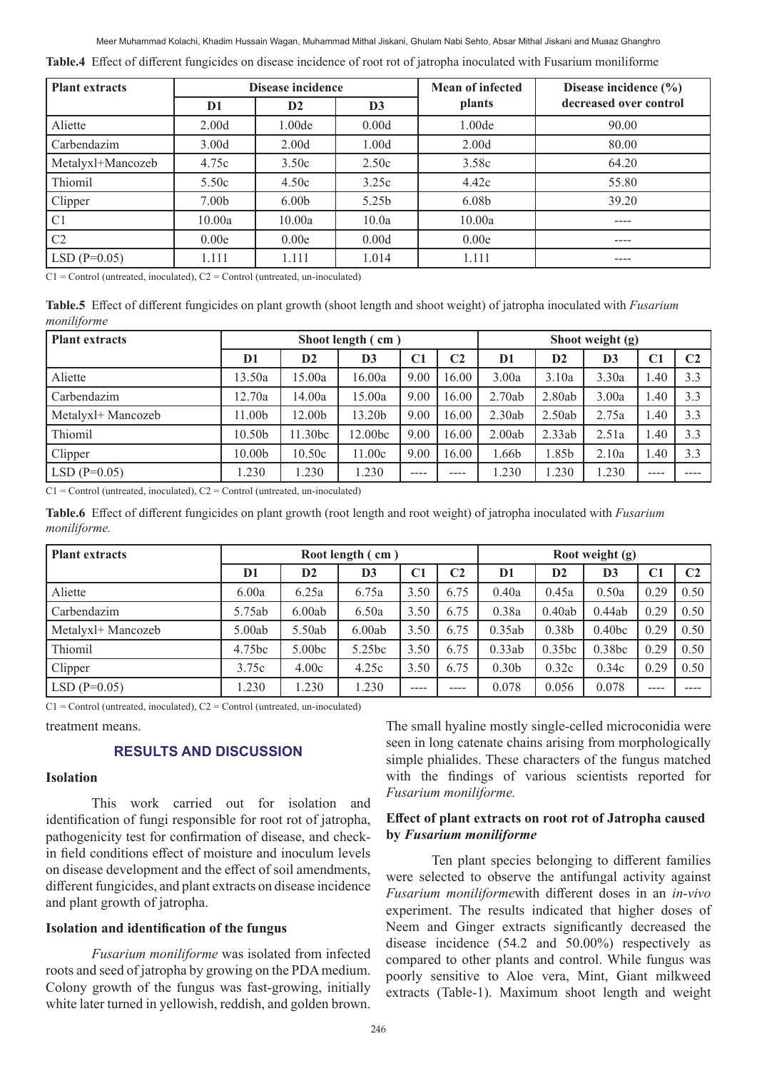**Table.4** Effect of different fungicides on disease incidence of root rot of jatropha inoculated with Fusarium moniliforme

| Plant extracts | Disease incidence | | | Mean of infected plants | Disease incidence (%) decreased over control |
|---|---|---|---|---|---|
| | D1 | D2 | D3 | | |
| Aliette | 2.00d | 1.00de | 0.00d | 1.00de | 90.00 |
| Carbendazim | 3.00d | 2.00d | 1.00d | 2.00d | 80.00 |
| Metalyxl+Mancozeb | 4.75c | 3.50c | 2.50c | 3.58c | 64.20 |
| Thiomil | 5.50c | 4.50c | 3.25c | 4.42c | 55.80 |
| Clipper | 7.00b | 6.00b | 5.25b | 6.08b | 39.20 |
| C1 | 10.00a | 10.00a | 10.0a | 10.00a | ---- |
| C2 | 0.00e | 0.00e | 0.00d | 0.00e | ---- |
| LSD (P=0.05) | 1.111 | 1.111 | 1.014 | 1.111 | ---- |

C1 = Control (untreated, inoculated), C2 = Control (untreated, un-inoculated)

**Table.5** Effect of different fungicides on plant growth (shoot length and shoot weight) of jatropha inoculated with *Fusarium moniliforme*

| Plant extracts | Shoot length ( cm ) | | | | | Shoot weight (g) | | | | |
|---|---|---|---|---|---|---|---|---|---|---|
| | D1 | D2 | D3 | C1 | C2 | D1 | D2 | D3 | C1 | C2 |
| Aliette | 13.50a | 15.00a | 16.00a | 9.00 | 16.00 | 3.00a | 3.10a | 3.30a | 1.40 | 3.3 |
| Carbendazim | 12.70a | 14.00a | 15.00a | 9.00 | 16.00 | 2.70ab | 2.80ab | 3.00a | 1.40 | 3.3 |
| Metalyxl+ Mancozeb | 11.00b | 12.00b | 13.20b | 9.00 | 16.00 | 2.30ab | 2.50ab | 2.75a | 1.40 | 3.3 |
| Thiomil | 10.50b | 11.30bc | 12.00bc | 9.00 | 16.00 | 2.00ab | 2.33ab | 2.51a | 1.40 | 3.3 |
| Clipper | 10.00b | 10.50c | 11.00c | 9.00 | 16.00 | 1.66b | 1.85b | 2.10a | 1.40 | 3.3 |
| LSD (P=0.05) | 1.230 | 1.230 | 1.230 | ---- | ---- | 1.230 | 1.230 | 1.230 | ---- | ---- |

C1 = Control (untreated, inoculated), C2 = Control (untreated, un-inoculated)

**Table.6** Effect of different fungicides on plant growth (root length and root weight) of jatropha inoculated with *Fusarium moniliforme.*

| Plant extracts | Root length ( cm ) | | | | | Root weight (g) | | | | |
|---|---|---|---|---|---|---|---|---|---|---|
| | D1 | D2 | D3 | C1 | C2 | D1 | D2 | D3 | C1 | C2 |
| Aliette | 6.00a | 6.25a | 6.75a | 3.50 | 6.75 | 0.40a | 0.45a | 0.50a | 0.29 | 0.50 |
| Carbendazim | 5.75ab | 6.00ab | 6.50a | 3.50 | 6.75 | 0.38a | 0.40ab | 0.44ab | 0.29 | 0.50 |
| Metalyxl+ Mancozeb | 5.00ab | 5.50ab | 6.00ab | 3.50 | 6.75 | 0.35ab | 0.38b | 0.40bc | 0.29 | 0.50 |
| Thiomil | 4.75bc | 5.00bc | 5.25bc | 3.50 | 6.75 | 0.33ab | 0.35bc | 0.38bc | 0.29 | 0.50 |
| Clipper | 3.75c | 4.00c | 4.25c | 3.50 | 6.75 | 0.30b | 0.32c | 0.34c | 0.29 | 0.50 |
| LSD (P=0.05) | 1.230 | 1.230 | 1.230 | ---- | ---- | 0.078 | 0.056 | 0.078 | ---- | ---- |

C1 = Control (untreated, inoculated), C2 = Control (untreated, un-inoculated)

treatment means.

## RESULTS AND DISCUSSION

### Isolation

This work carried out for isolation and identification of fungi responsible for root rot of jatropha, pathogenicity test for confirmation of disease, and check-in field conditions effect of moisture and inoculum levels on disease development and the effect of soil amendments, different fungicides, and plant extracts on disease incidence and plant growth of jatropha.

### Isolation and identification of the fungus

*Fusarium moniliforme* was isolated from infected roots and seed of jatropha by growing on the PDA medium. Colony growth of the fungus was fast-growing, initially white later turned in yellowish, reddish, and golden brown. The small hyaline mostly single-celled microconidia were seen in long catenate chains arising from morphologically simple phialides. These characters of the fungus matched with the findings of various scientists reported for *Fusarium moniliforme.*

### Effect of plant extracts on root rot of Jatropha caused by *Fusarium moniliforme*

Ten plant species belonging to different families were selected to observe the antifungal activity against *Fusarium moniliforme*with different doses in an *in-vivo* experiment. The results indicated that higher doses of Neem and Ginger extracts significantly decreased the disease incidence (54.2 and 50.00%) respectively as compared to other plants and control. While fungus was poorly sensitive to Aloe vera, Mint, Giant milkweed extracts (Table-1). Maximum shoot length and weight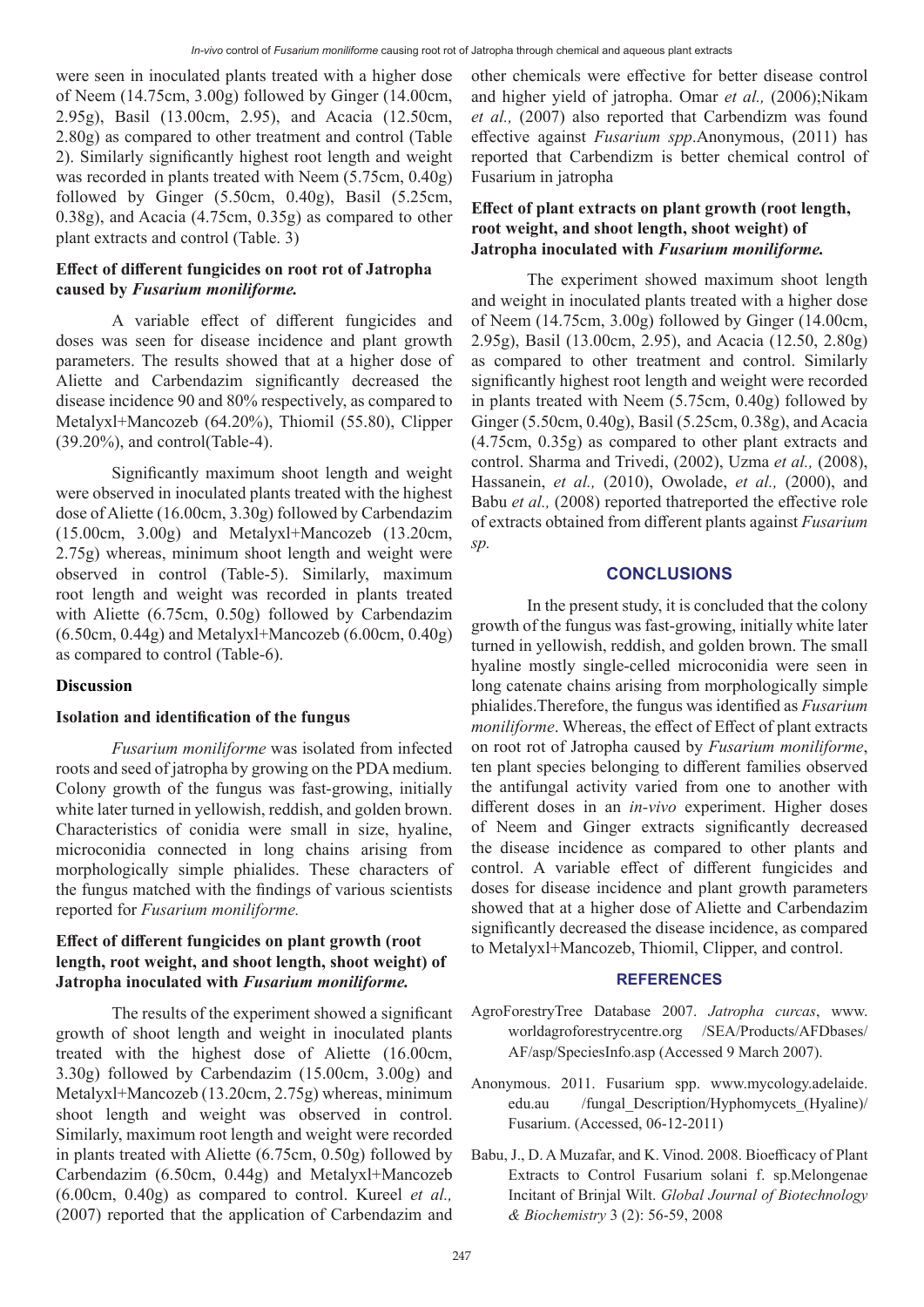were seen in inoculated plants treated with a higher dose of Neem (14.75cm, 3.00g) followed by Ginger (14.00cm, 2.95g), Basil (13.00cm, 2.95), and Acacia (12.50cm, 2.80g) as compared to other treatment and control (Table 2). Similarly significantly highest root length and weight was recorded in plants treated with Neem (5.75cm, 0.40g) followed by Ginger (5.50cm, 0.40g), Basil (5.25cm, 0.38g), and Acacia (4.75cm, 0.35g) as compared to other plant extracts and control (Table. 3)

**Effect of different fungicides on root rot of Jatropha caused by *Fusarium moniliforme.***

A variable effect of different fungicides and doses was seen for disease incidence and plant growth parameters. The results showed that at a higher dose of Aliette and Carbendazim significantly decreased the disease incidence 90 and 80% respectively, as compared to Metalyxl+Mancozeb (64.20%), Thiomil (55.80), Clipper (39.20%), and control(Table-4).

Significantly maximum shoot length and weight were observed in inoculated plants treated with the highest dose of Aliette (16.00cm, 3.30g) followed by Carbendazim (15.00cm, 3.00g) and Metalyxl+Mancozeb (13.20cm, 2.75g) whereas, minimum shoot length and weight were observed in control (Table-5). Similarly, maximum root length and weight was recorded in plants treated with Aliette (6.75cm, 0.50g) followed by Carbendazim (6.50cm, 0.44g) and Metalyxl+Mancozeb (6.00cm, 0.40g) as compared to control (Table-6).

**Discussion**

**Isolation and identification of the fungus**

*Fusarium moniliforme* was isolated from infected roots and seed of jatropha by growing on the PDA medium. Colony growth of the fungus was fast-growing, initially white later turned in yellowish, reddish, and golden brown. Characteristics of conidia were small in size, hyaline, microconidia connected in long chains arising from morphologically simple phialides. These characters of the fungus matched with the findings of various scientists reported for *Fusarium moniliforme.*

**Effect of different fungicides on plant growth (root length, root weight, and shoot length, shoot weight) of Jatropha inoculated with *Fusarium moniliforme.***

The results of the experiment showed a significant growth of shoot length and weight in inoculated plants treated with the highest dose of Aliette (16.00cm, 3.30g) followed by Carbendazim (15.00cm, 3.00g) and Metalyxl+Mancozeb (13.20cm, 2.75g) whereas, minimum shoot length and weight was observed in control. Similarly, maximum root length and weight were recorded in plants treated with Aliette (6.75cm, 0.50g) followed by Carbendazim (6.50cm, 0.44g) and Metalyxl+Mancozeb (6.00cm, 0.40g) as compared to control. Kureel *et al.,* (2007) reported that the application of Carbendazim and other chemicals were effective for better disease control and higher yield of jatropha. Omar *et al.,* (2006);Nikam *et al.,* (2007) also reported that Carbendizm was found effective against *Fusarium spp*.Anonymous, (2011) has reported that Carbendizm is better chemical control of Fusarium in jatropha

**Effect of plant extracts on plant growth (root length, root weight, and shoot length, shoot weight) of Jatropha inoculated with *Fusarium moniliforme.***

The experiment showed maximum shoot length and weight in inoculated plants treated with a higher dose of Neem (14.75cm, 3.00g) followed by Ginger (14.00cm, 2.95g), Basil (13.00cm, 2.95), and Acacia (12.50, 2.80g) as compared to other treatment and control. Similarly significantly highest root length and weight were recorded in plants treated with Neem (5.75cm, 0.40g) followed by Ginger (5.50cm, 0.40g), Basil (5.25cm, 0.38g), and Acacia (4.75cm, 0.35g) as compared to other plant extracts and control. Sharma and Trivedi, (2002), Uzma *et al.,* (2008), Hassanein, *et al.,* (2010), Owolade, *et al.,* (2000), and Babu *et al.,* (2008) reported thatreported the effective role of extracts obtained from different plants against *Fusarium sp.*

## CONCLUSIONS

In the present study, it is concluded that the colony growth of the fungus was fast-growing, initially white later turned in yellowish, reddish, and golden brown. The small hyaline mostly single-celled microconidia were seen in long catenate chains arising from morphologically simple phialides.Therefore, the fungus was identified as *Fusarium moniliforme*. Whereas, the effect of Effect of plant extracts on root rot of Jatropha caused by *Fusarium moniliforme*, ten plant species belonging to different families observed the antifungal activity varied from one to another with different doses in an *in-vivo* experiment. Higher doses of Neem and Ginger extracts significantly decreased the disease incidence as compared to other plants and control. A variable effect of different fungicides and doses for disease incidence and plant growth parameters showed that at a higher dose of Aliette and Carbendazim significantly decreased the disease incidence, as compared to Metalyxl+Mancozeb, Thiomil, Clipper, and control.

## REFERENCES

AgroForestryTree Database 2007. *Jatropha curcas*, www.worldagroforestrycentre.org /SEA/Products/AFDbases/AF/asp/SpeciesInfo.asp (Accessed 9 March 2007).

Anonymous. 2011. Fusarium spp. www.mycology.adelaide.edu.au /fungal_Description/Hyphomycets_(Hyaline)/Fusarium. (Accessed, 06-12-2011)

Babu, J., D. A Muzafar, and K. Vinod. 2008. Bioefficacy of Plant Extracts to Control Fusarium solani f. sp.Melongenae Incitant of Brinjal Wilt. *Global Journal of Biotechnology & Biochemistry* 3 (2): 56-59, 2008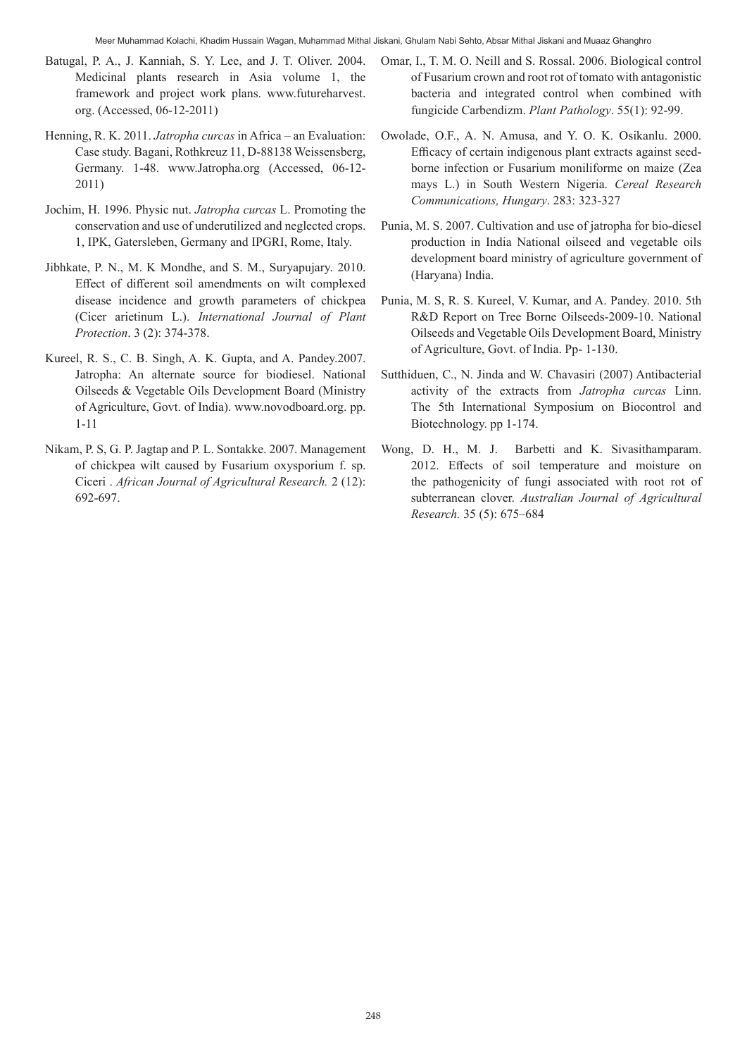Batugal, P. A., J. Kanniah, S. Y. Lee, and J. T. Oliver. 2004. Medicinal plants research in Asia volume 1, the framework and project work plans. www.futureharvest.org. (Accessed, 06-12-2011)

Henning, R. K. 2011. *Jatropha curcas* in Africa – an Evaluation: Case study. Bagani, Rothkreuz 11, D-88138 Weissensberg, Germany. 1-48. www.Jatropha.org (Accessed, 06-12-2011)

Jochim, H. 1996. Physic nut. *Jatropha curcas* L. Promoting the conservation and use of underutilized and neglected crops. 1, IPK, Gatersleben, Germany and IPGRI, Rome, Italy.

Jibhkate, P. N., M. K Mondhe, and S. M., Suryapujary. 2010. Effect of different soil amendments on wilt complexed disease incidence and growth parameters of chickpea (Cicer arietinum L.). *International Journal of Plant Protection*. 3 (2): 374-378.

Kureel, R. S., C. B. Singh, A. K. Gupta, and A. Pandey.2007. Jatropha: An alternate source for biodiesel. National Oilseeds & Vegetable Oils Development Board (Ministry of Agriculture, Govt. of India). www.novodboard.org. pp. 1-11

Nikam, P. S, G. P. Jagtap and P. L. Sontakke. 2007. Management of chickpea wilt caused by Fusarium oxysporium f. sp. Ciceri . *African Journal of Agricultural Research.* 2 (12): 692-697.

Omar, I., T. M. O. Neill and S. Rossal. 2006. Biological control of Fusarium crown and root rot of tomato with antagonistic bacteria and integrated control when combined with fungicide Carbendizm. *Plant Pathology*. 55(1): 92-99.

Owolade, O.F., A. N. Amusa, and Y. O. K. Osikanlu. 2000. Efficacy of certain indigenous plant extracts against seed-borne infection or Fusarium moniliforme on maize (Zea mays L.) in South Western Nigeria. *Cereal Research Communications, Hungary*. 283: 323-327

Punia, M. S. 2007. Cultivation and use of jatropha for bio-diesel production in India National oilseed and vegetable oils development board ministry of agriculture government of (Haryana) India.

Punia, M. S, R. S. Kureel, V. Kumar, and A. Pandey. 2010. 5th R&D Report on Tree Borne Oilseeds-2009-10. National Oilseeds and Vegetable Oils Development Board, Ministry of Agriculture, Govt. of India. Pp- 1-130.

Sutthiduen, C., N. Jinda and W. Chavasiri (2007) Antibacterial activity of the extracts from *Jatropha curcas* Linn. The 5th International Symposium on Biocontrol and Biotechnology. pp 1-174.

Wong, D. H., M. J. Barbetti and K. Sivasithamparam. 2012. Effects of soil temperature and moisture on the pathogenicity of fungi associated with root rot of subterranean clover. *Australian Journal of Agricultural Research.* 35 (5): 675–684